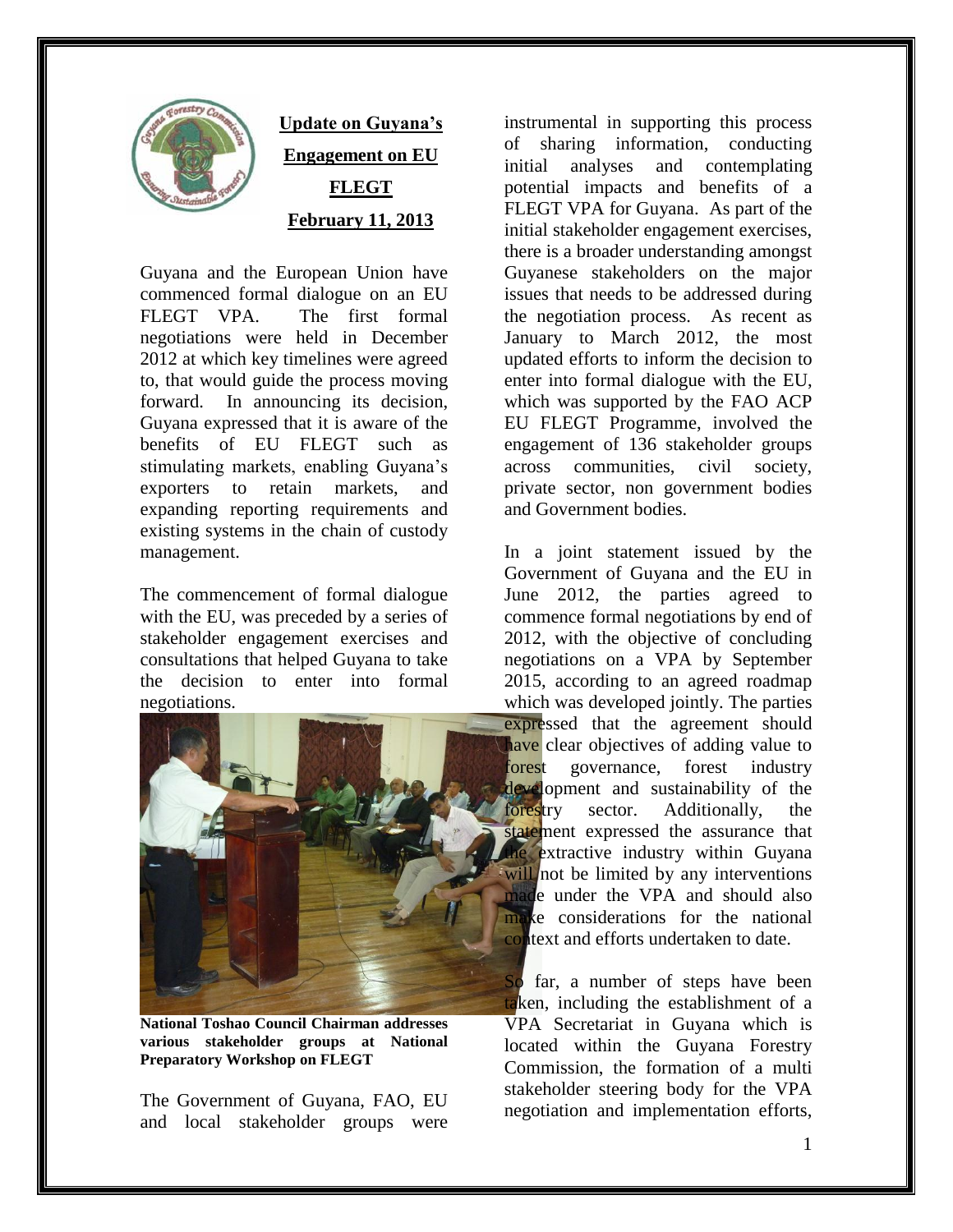# Update on Guyana's Engagement on EU FLEGT

**February 11, 2013**

Guyana and the European Union have commenced formal dialogue on an EU FLEGT VPA. The first formal negotiations were held in December 2012 at which key timelines were agreed to, that would guide the process moving forward. In announcing its decision, Guyana expressed that it is aware of the benefits of EU FLEGT such as stimulating markets, enabling Guyana's exporters to retain markets, and expanding reporting requirements and existing systems in the chain of custody management.

The commencement of formal dialogue with the EU, was preceded by a series of stakeholder engagement exercises and consultations that helped Guyana to take the decision to enter into formal negotiations.

**National Toshao Council Chairman addresses various stakeholder groups at National Preparatory Workshop on FLEGT**

The Government of Guyana, FAO, EU and local stakeholder groups were instrumental in supporting this process of sharing information, conducting initial analyses and contemplating potential impacts and benefits of a FLEGT VPA for Guyana. As part of the initial stakeholder engagement exercises, there is a broader understanding amongst Guyanese stakeholders on the major issues that needs to be addressed during the negotiation process. As recent as January to March 2012, the most updated efforts to inform the decision to enter into formal dialogue with the EU, which was supported by the FAO ACP EU FLEGT Programme, involved the engagement of 136 stakeholder groups across communities, civil society, private sector, non government bodies and Government bodies.

In a joint statement issued by the Government of Guyana and the EU in June 2012, the parties agreed to commence formal negotiations by end of 2012, with the objective of concluding negotiations on a VPA by September 2015, according to an agreed roadmap which was developed jointly. The parties expressed that the agreement should have clear objectives of adding value to forest governance, forest industry development and sustainability of the forestry sector. Additionally, the statement expressed the assurance that the extractive industry within Guyana will not be limited by any interventions made under the VPA and should also make considerations for the national context and efforts undertaken to date.

So far, a number of steps have been taken, including the establishment of a VPA Secretariat in Guyana which is located within the Guyana Forestry Commission, the formation of a multi stakeholder steering body for the VPA negotiation and implementation efforts,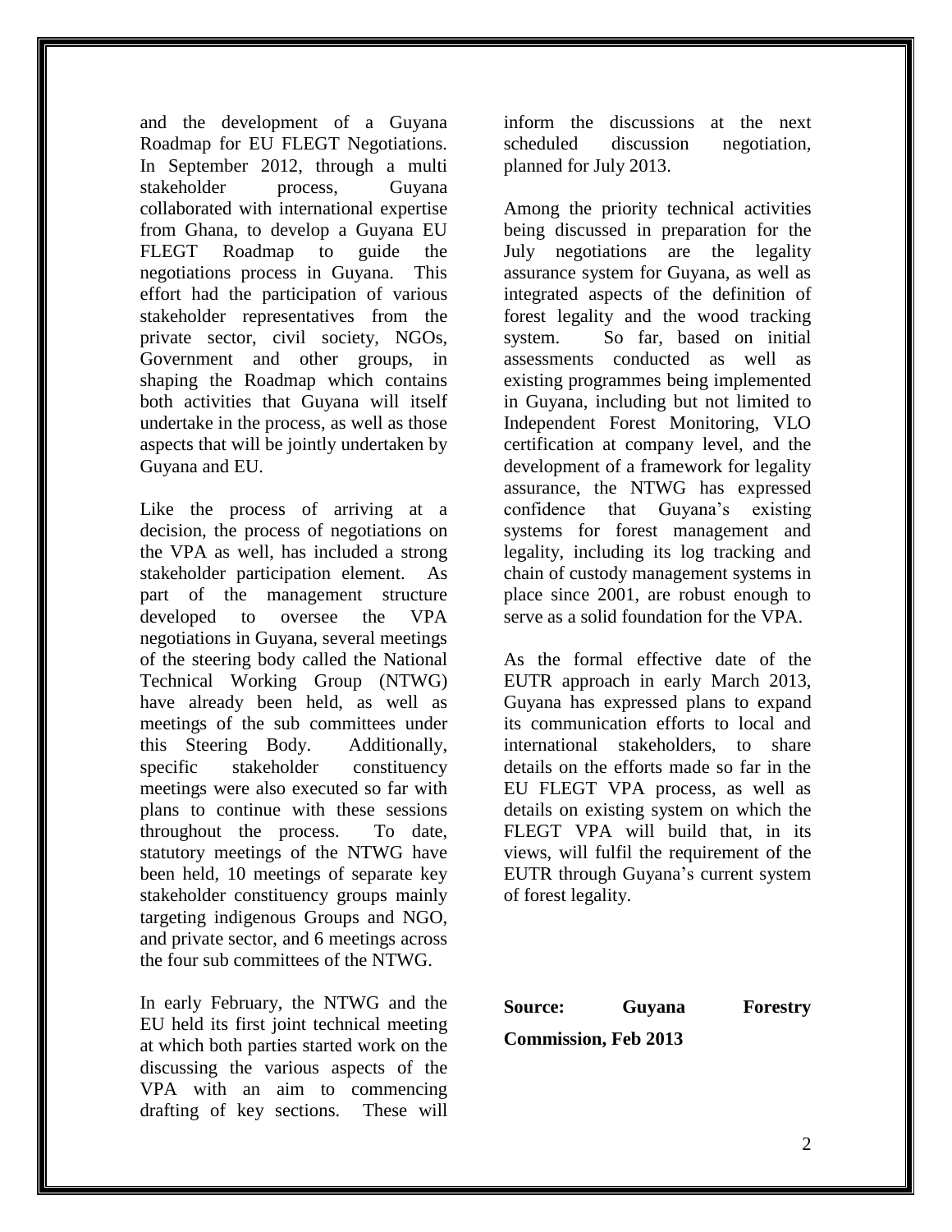and the development of a Guyana Roadmap for EU FLEGT Negotiations. In September 2012, through a multi stakeholder process, Guyana collaborated with international expertise from Ghana, to develop a Guyana EU FLEGT Roadmap to guide the negotiations process in Guyana. This effort had the participation of various stakeholder representatives from the private sector, civil society, NGOs, Government and other groups, in shaping the Roadmap which contains both activities that Guyana will itself undertake in the process, as well as those aspects that will be jointly undertaken by Guyana and EU.

Like the process of arriving at a decision, the process of negotiations on the VPA as well, has included a strong stakeholder participation element. As part of the management structure developed to oversee the VPA negotiations in Guyana, several meetings of the steering body called the National Technical Working Group (NTWG) have already been held, as well as meetings of the sub committees under this Steering Body. Additionally, specific stakeholder constituency meetings were also executed so far with plans to continue with these sessions throughout the process. To date, statutory meetings of the NTWG have been held, 10 meetings of separate key stakeholder constituency groups mainly targeting indigenous Groups and NGO, and private sector, and 6 meetings across the four sub committees of the NTWG.

In early February, the NTWG and the EU held its first joint technical meeting at which both parties started work on the discussing the various aspects of the VPA with an aim to commencing drafting of key sections. These will inform the discussions at the next scheduled discussion negotiation, planned for July 2013.

Among the priority technical activities being discussed in preparation for the July negotiations are the legality assurance system for Guyana, as well as integrated aspects of the definition of forest legality and the wood tracking system. So far, based on initial assessments conducted as well as existing programmes being implemented in Guyana, including but not limited to Independent Forest Monitoring, VLO certification at company level, and the development of a framework for legality assurance, the NTWG has expressed confidence that Guyana's existing systems for forest management and legality, including its log tracking and chain of custody management systems in place since 2001, are robust enough to serve as a solid foundation for the VPA.

As the formal effective date of the EUTR approach in early March 2013, Guyana has expressed plans to expand its communication efforts to local and international stakeholders, to share details on the efforts made so far in the EU FLEGT VPA process, as well as details on existing system on which the FLEGT VPA will build that, in its views, will fulfil the requirement of the EUTR through Guyana's current system of forest legality.

**Source: Guyana Forestry Commission, Feb 2013**